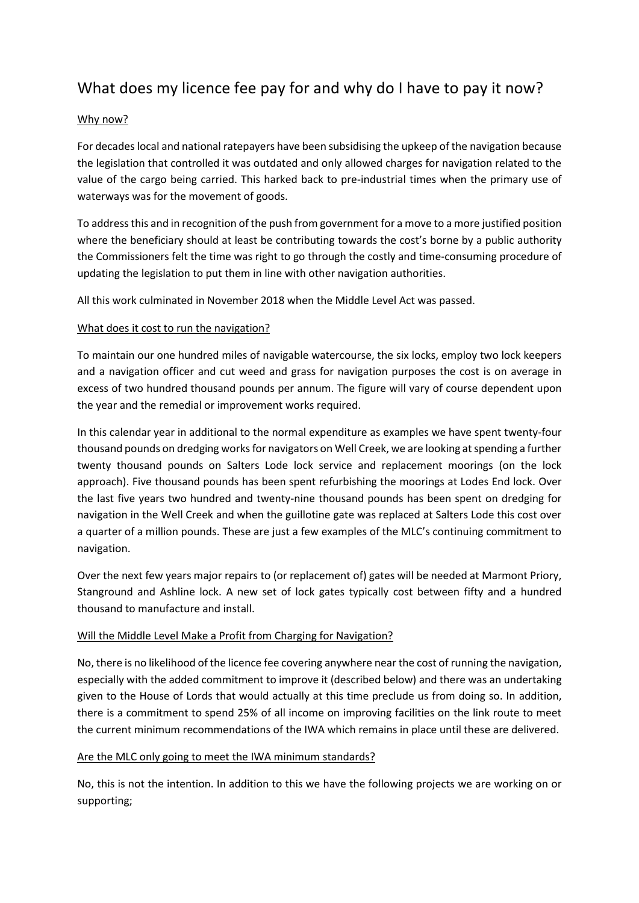# What does my licence fee pay for and why do I have to pay it now?

## Why now?

For decades local and national ratepayers have been subsidising the upkeep of the navigation because the legislation that controlled it was outdated and only allowed charges for navigation related to the value of the cargo being carried. This harked back to pre-industrial times when the primary use of waterways was for the movement of goods.

To address this and in recognition of the push from government for a move to a more justified position where the beneficiary should at least be contributing towards the cost's borne by a public authority the Commissioners felt the time was right to go through the costly and time-consuming procedure of updating the legislation to put them in line with other navigation authorities.

All this work culminated in November 2018 when the Middle Level Act was passed.

## What does it cost to run the navigation?

To maintain our one hundred miles of navigable watercourse, the six locks, employ two lock keepers and a navigation officer and cut weed and grass for navigation purposes the cost is on average in excess of two hundred thousand pounds per annum. The figure will vary of course dependent upon the year and the remedial or improvement works required.

In this calendar year in additional to the normal expenditure as examples we have spent twenty-four thousand pounds on dredging works for navigators on Well Creek, we are looking at spending a further twenty thousand pounds on Salters Lode lock service and replacement moorings (on the lock approach). Five thousand pounds has been spent refurbishing the moorings at Lodes End lock. Over the last five years two hundred and twenty-nine thousand pounds has been spent on dredging for navigation in the Well Creek and when the guillotine gate was replaced at Salters Lode this cost over a quarter of a million pounds. These are just a few examples of the MLC's continuing commitment to navigation.

Over the next few years major repairs to (or replacement of) gates will be needed at Marmont Priory, Stanground and Ashline lock. A new set of lock gates typically cost between fifty and a hundred thousand to manufacture and install.

## Will the Middle Level Make a Profit from Charging for Navigation?

No, there is no likelihood of the licence fee covering anywhere near the cost of running the navigation, especially with the added commitment to improve it (described below) and there was an undertaking given to the House of Lords that would actually at this time preclude us from doing so. In addition, there is a commitment to spend 25% of all income on improving facilities on the link route to meet the current minimum recommendations of the IWA which remains in place until these are delivered.

## Are the MLC only going to meet the IWA minimum standards?

No, this is not the intention. In addition to this we have the following projects we are working on or supporting;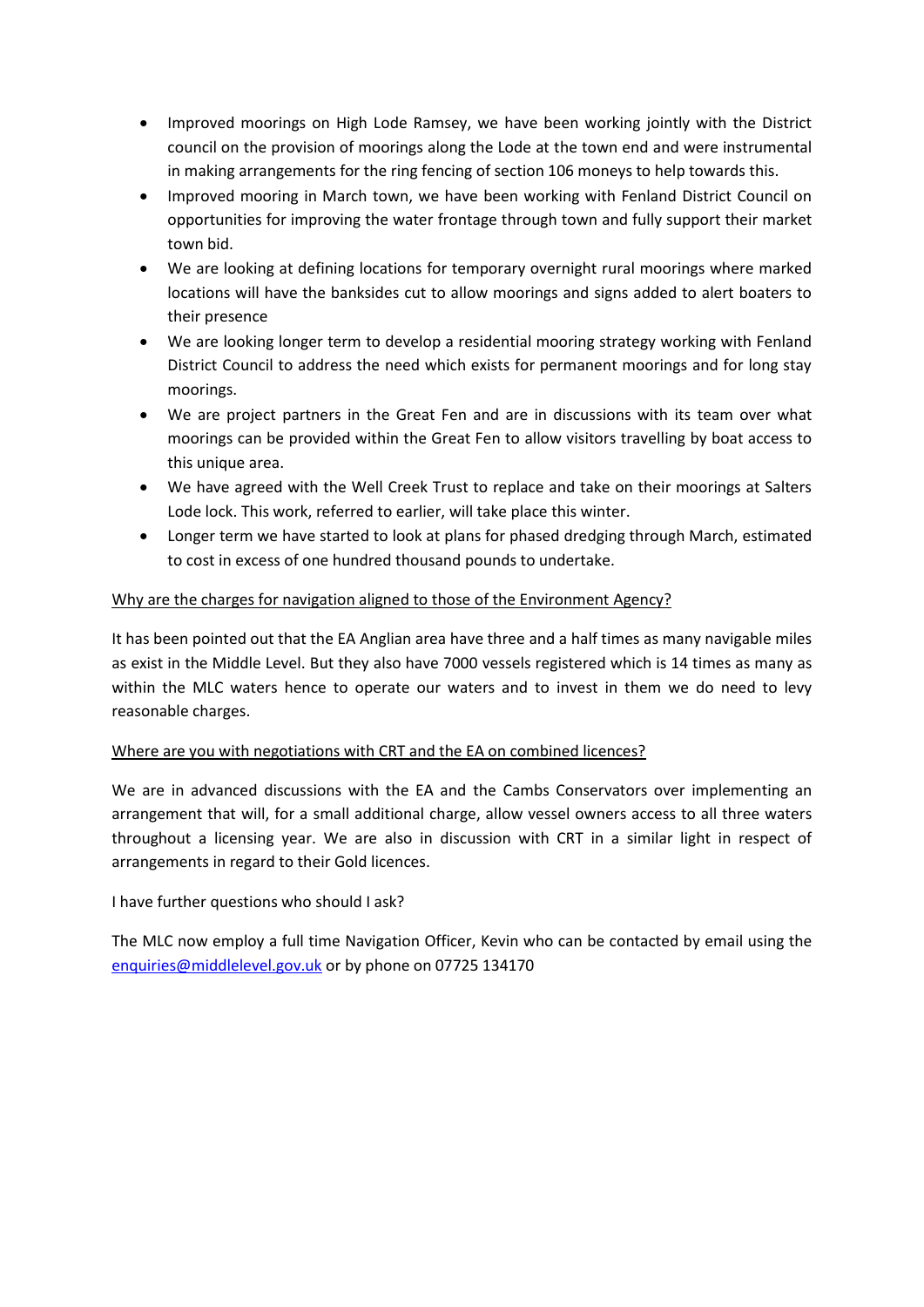- Improved moorings on High Lode Ramsey, we have been working jointly with the District council on the provision of moorings along the Lode at the town end and were instrumental in making arrangements for the ring fencing of section 106 moneys to help towards this.
- Improved mooring in March town, we have been working with Fenland District Council on opportunities for improving the water frontage through town and fully support their market town bid.
- We are looking at defining locations for temporary overnight rural moorings where marked locations will have the banksides cut to allow moorings and signs added to alert boaters to their presence
- We are looking longer term to develop a residential mooring strategy working with Fenland District Council to address the need which exists for permanent moorings and for long stay moorings.
- We are project partners in the Great Fen and are in discussions with its team over what moorings can be provided within the Great Fen to allow visitors travelling by boat access to this unique area.
- We have agreed with the Well Creek Trust to replace and take on their moorings at Salters Lode lock. This work, referred to earlier, will take place this winter.
- Longer term we have started to look at plans for phased dredging through March, estimated to cost in excess of one hundred thousand pounds to undertake.

<u>Why are the charges for navigation aligned to those of the Environment Agency?</u>

It has been pointed out that the EA Anglian area have three and a half times as many navigable miles as exist in the Middle Level. But they also have 7000 vessels registered which is 14 times as many as within the MLC waters hence to operate our waters and to invest in them we do need to levy reasonable charges.

<u>Where are you with negotiations with CRT and the EA on combined licences?</u>

We are in advanced discussions with the EA and the Cambs Conservators over implementing an arrangement that will, for a small additional charge, allow vessel owners access to all three waters throughout a licensing year. We are also in discussion with CRT in a similar light in respect of arrangements in regard to their Gold licences.

I have further questions who should I ask?

The MLC now employ a full time Navigation Officer, Kevin who can be contacted by email using the [enquiries@middlelevel.gov.uk](mailto:enquiries@middlelevel.gov.uk) or by phone on 07725 134170